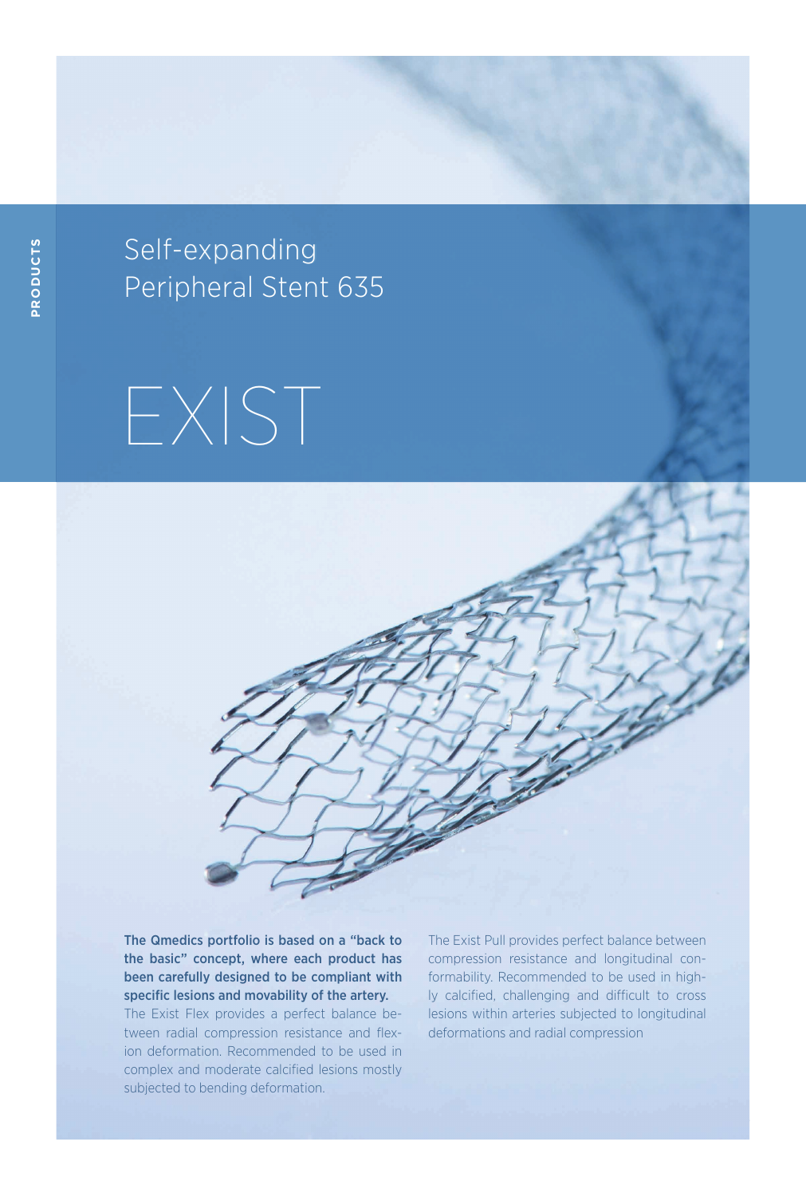# Self-expanding Peripheral Stent 635

# EXIST

**The Qmedics portfolio is based on a "back to the basic" concept, where each product has been carefully designed to be compliant with specific lesions and movability of the artery.**

The Exist Flex provides a perfect balance between radial compression resistance and flexion deformation. Recommended to be used in complex and moderate calcified lesions mostly subjected to bending deformation.

The Exist Pull provides perfect balance between compression resistance and longitudinal conformability. Recommended to be used in highly calcified, challenging and difficult to cross lesions within arteries subjected to longitudinal deformations and radial compression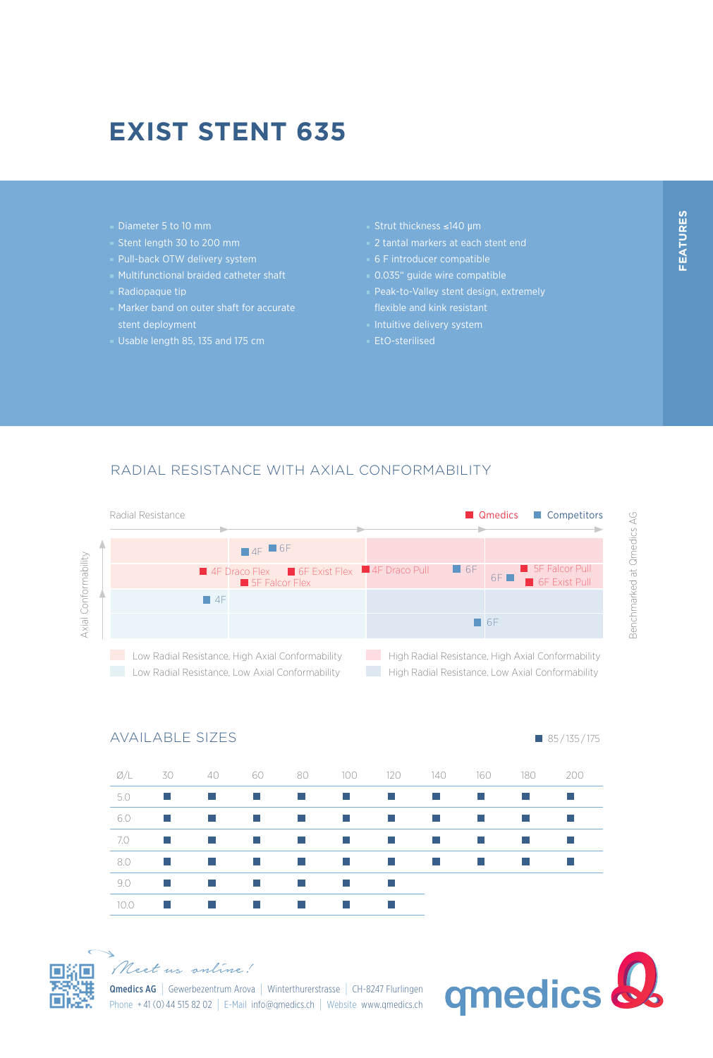# EXIST STENT 635

FEATURES

- Diameter 5 to 10 mm
- Stent length 30 to 200 mm
- Pull-back OTW delivery system
- Multifunctional braided catheter shaft
- Radiopaque tip
- Marker band on outer shaft for accurate stent deployment
- Usable length 85, 135 and 175 cm
- Strut thickness ≤140 µm
- 2 tantal markers at each stent end
- 6 F introducer compatible
- 0.035" guide wire compatible
- Peak-to-Valley stent design, extremely flexible and kink resistant
- Intuitive delivery system
- EtO-sterilised

## RADIAL RESISTANCE WITH AXIAL CONFORMABILITY

Radial Resistance

Axial Conformability

Qmedics
Competitors

4F
6F
4F Draco Flex
6F Exist Flex
5F Falcor Flex
4F Draco Pull
6F
6F
5F Falcor Pull
6F Exist Pull
4F
6F

Low Radial Resistance, High Axial Conformability
Low Radial Resistance, Low Axial Conformability
High Radial Resistance, High Axial Conformability
High Radial Resistance, Low Axial Conformability

Benchmarked at Qmedics AG

## AVAILABLE SIZES

■ 85 / 135 / 175

| Ø/L | 30 | 40 | 60 | 80 | 100 | 120 | 140 | 160 | 180 | 200 |
|---|---|---|---|---|---|---|---|---|---|---|
| 5.0 | ■ | ■ | ■ | ■ | ■ | ■ | ■ | ■ | ■ | ■ |
| 6.0 | ■ | ■ | ■ | ■ | ■ | ■ | ■ | ■ | ■ | ■ |
| 7.0 | ■ | ■ | ■ | ■ | ■ | ■ | ■ | ■ | ■ | ■ |
| 8.0 | ■ | ■ | ■ | ■ | ■ | ■ | ■ | ■ | ■ | ■ |
| 9.0 | ■ | ■ | ■ | ■ | ■ | ■ | | | | |
| 10.0 | ■ | ■ | ■ | ■ | ■ | ■ | | | | |

*Meet us online!*

**Qmedics AG** | Gewerbezentrum Arova | Winterthurerstrasse | CH-8247 Flurlingen
Phone +41 (0) 44 515 82 02 | E-Mail info@qmedics.ch | Website www.qmedics.ch

qmedics